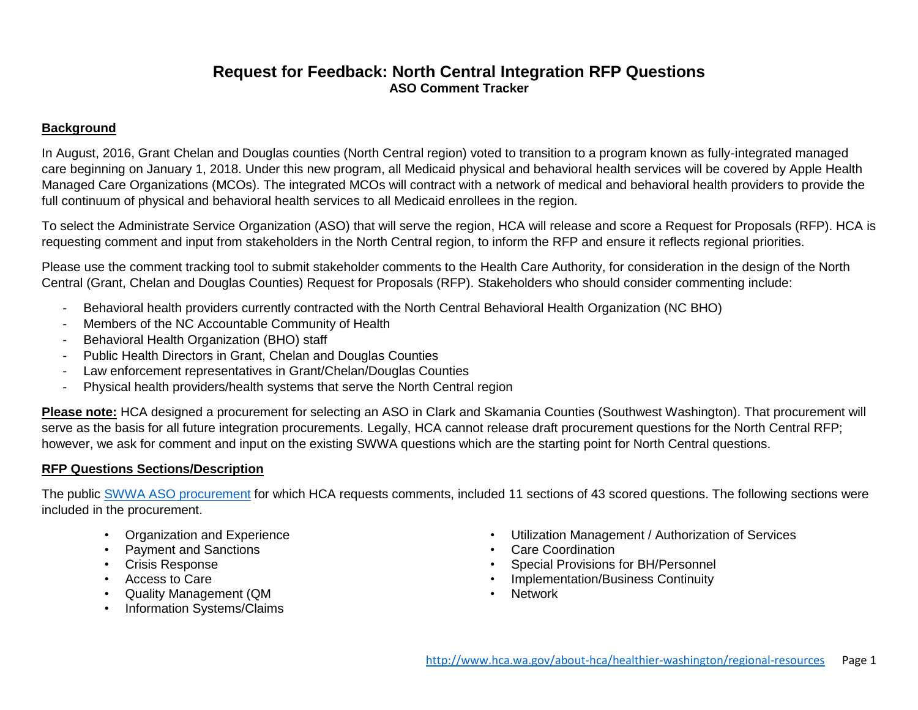# Request for Feedback: North Central Integration RFP Questions

**ASO Comment Tracker**

## Background

In August, 2016, Grant Chelan and Douglas counties (North Central region) voted to transition to a program known as fully-integrated managed care beginning on January 1, 2018. Under this new program, all Medicaid physical and behavioral health services will be covered by Apple Health Managed Care Organizations (MCOs). The integrated MCOs will contract with a network of medical and behavioral health providers to provide the full continuum of physical and behavioral health services to all Medicaid enrollees in the region.

To select the Administrate Service Organization (ASO) that will serve the region, HCA will release and score a Request for Proposals (RFP). HCA is requesting comment and input from stakeholders in the North Central region, to inform the RFP and ensure it reflects regional priorities.

Please use the comment tracking tool to submit stakeholder comments to the Health Care Authority, for consideration in the design of the North Central (Grant, Chelan and Douglas Counties) Request for Proposals (RFP). Stakeholders who should consider commenting include:

- Behavioral health providers currently contracted with the North Central Behavioral Health Organization (NC BHO)
- Members of the NC Accountable Community of Health
- Behavioral Health Organization (BHO) staff
- Public Health Directors in Grant, Chelan and Douglas Counties
- Law enforcement representatives in Grant/Chelan/Douglas Counties
- Physical health providers/health systems that serve the North Central region

**Please note:** HCA designed a procurement for selecting an ASO in Clark and Skamania Counties (Southwest Washington). That procurement will serve as the basis for all future integration procurements. Legally, HCA cannot release draft procurement questions for the North Central RFP; however, we ask for comment and input on the existing SWWA questions which are the starting point for North Central questions.

## RFP Questions Sections/Description

The public SWWA ASO procurement for which HCA requests comments, included 11 sections of 43 scored questions. The following sections were included in the procurement.

- Organization and Experience
- Payment and Sanctions
- Crisis Response
- Access to Care
- Quality Management (QM
- Information Systems/Claims
- Utilization Management / Authorization of Services
- Care Coordination
- Special Provisions for BH/Personnel
- Implementation/Business Continuity
- Network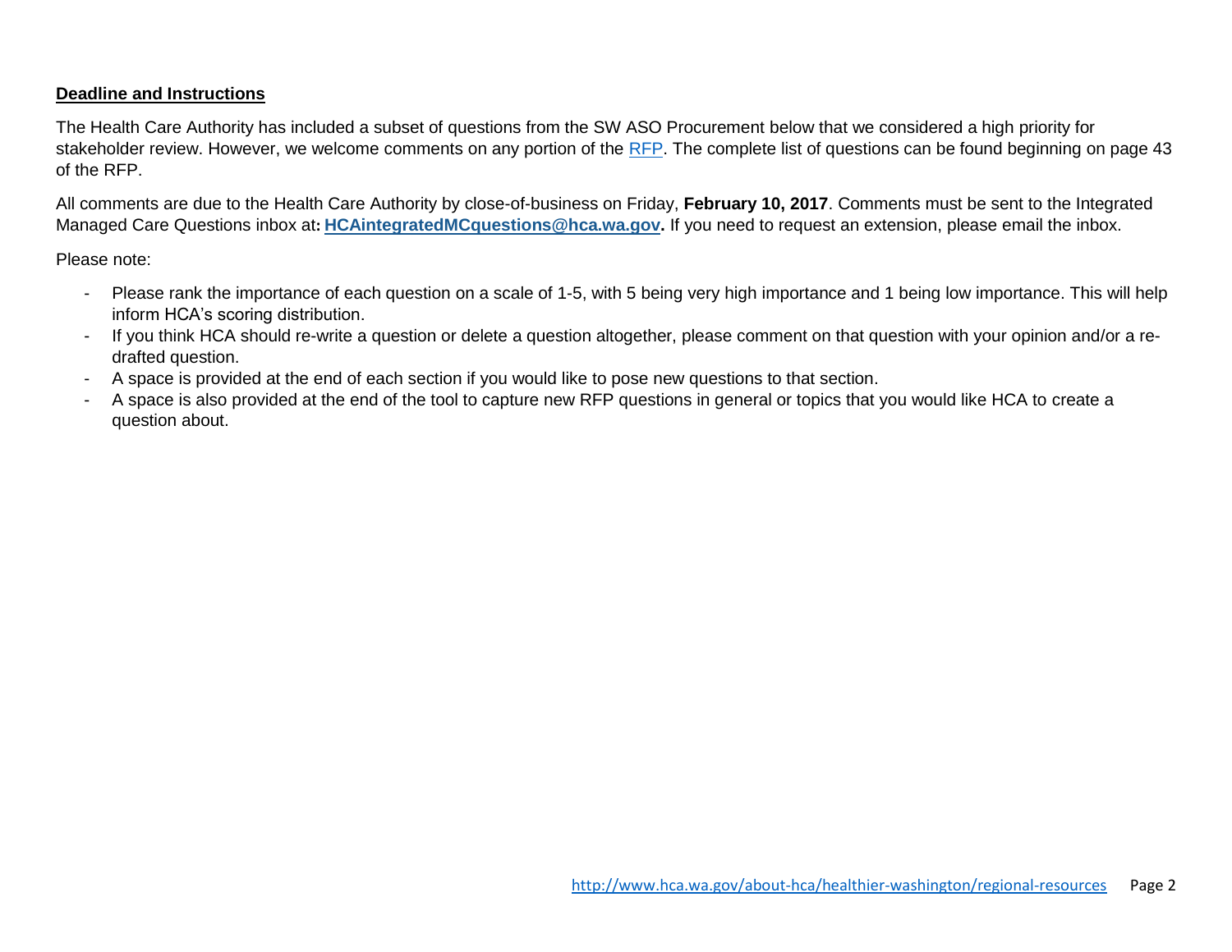**Deadline and Instructions**

The Health Care Authority has included a subset of questions from the SW ASO Procurement below that we considered a high priority for stakeholder review. However, we welcome comments on any portion of the RFP. The complete list of questions can be found beginning on page 43 of the RFP.

All comments are due to the Health Care Authority by close-of-business on Friday, **February 10, 2017**. Comments must be sent to the Integrated Managed Care Questions inbox at**: HCAintegratedMCquestions@hca.wa.gov.** If you need to request an extension, please email the inbox.

Please note:

- Please rank the importance of each question on a scale of 1-5, with 5 being very high importance and 1 being low importance. This will help inform HCA's scoring distribution.
- If you think HCA should re-write a question or delete a question altogether, please comment on that question with your opinion and/or a re-drafted question.
- A space is provided at the end of each section if you would like to pose new questions to that section.
- A space is also provided at the end of the tool to capture new RFP questions in general or topics that you would like HCA to create a question about.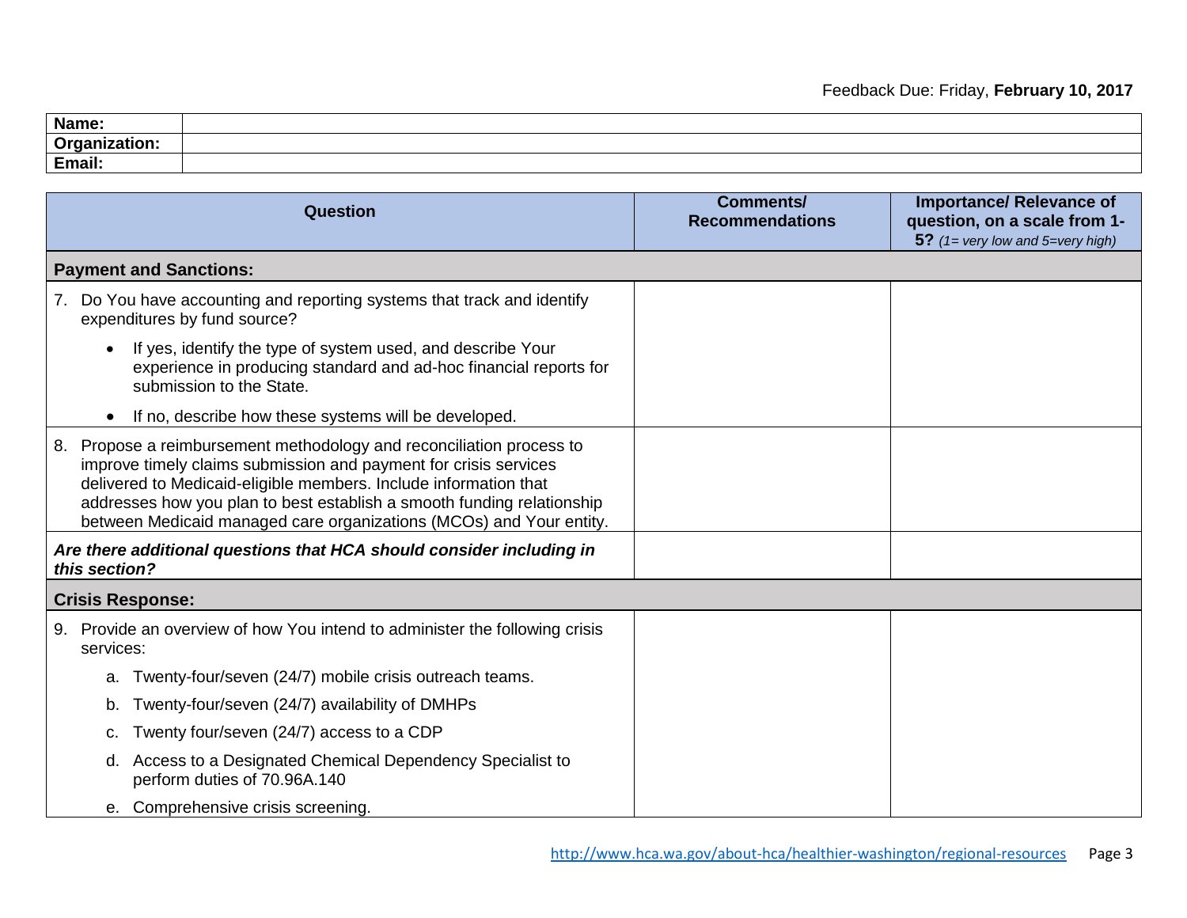Feedback Due: Friday, **February 10, 2017**

| | |
|---|---|
| **Name:** | |
| **Organization:** | |
| **Email:** | |

| Question | Comments/ Recommendations | Importance/ Relevance of question, on a scale from 1-5? *(1= very low and 5=very high)* |
|---|---|---|
| **Payment and Sanctions:** | | |
| 7. Do You have accounting and reporting systems that track and identify expenditures by fund source?<br>• If yes, identify the type of system used, and describe Your experience in producing standard and ad-hoc financial reports for submission to the State.<br>• If no, describe how these systems will be developed. | | |
| 8. Propose a reimbursement methodology and reconciliation process to improve timely claims submission and payment for crisis services delivered to Medicaid-eligible members. Include information that addresses how you plan to best establish a smooth funding relationship between Medicaid managed care organizations (MCOs) and Your entity. | | |
| ***Are there additional questions that HCA should consider including in this section?*** | | |
| **Crisis Response:** | | |
| 9. Provide an overview of how You intend to administer the following crisis services:<br>a. Twenty-four/seven (24/7) mobile crisis outreach teams.<br>b. Twenty-four/seven (24/7) availability of DMHPs<br>c. Twenty four/seven (24/7) access to a CDP<br>d. Access to a Designated Chemical Dependency Specialist to perform duties of 70.96A.140<br>e. Comprehensive crisis screening. | | |

http://www.hca.wa.gov/about-hca/healthier-washington/regional-resources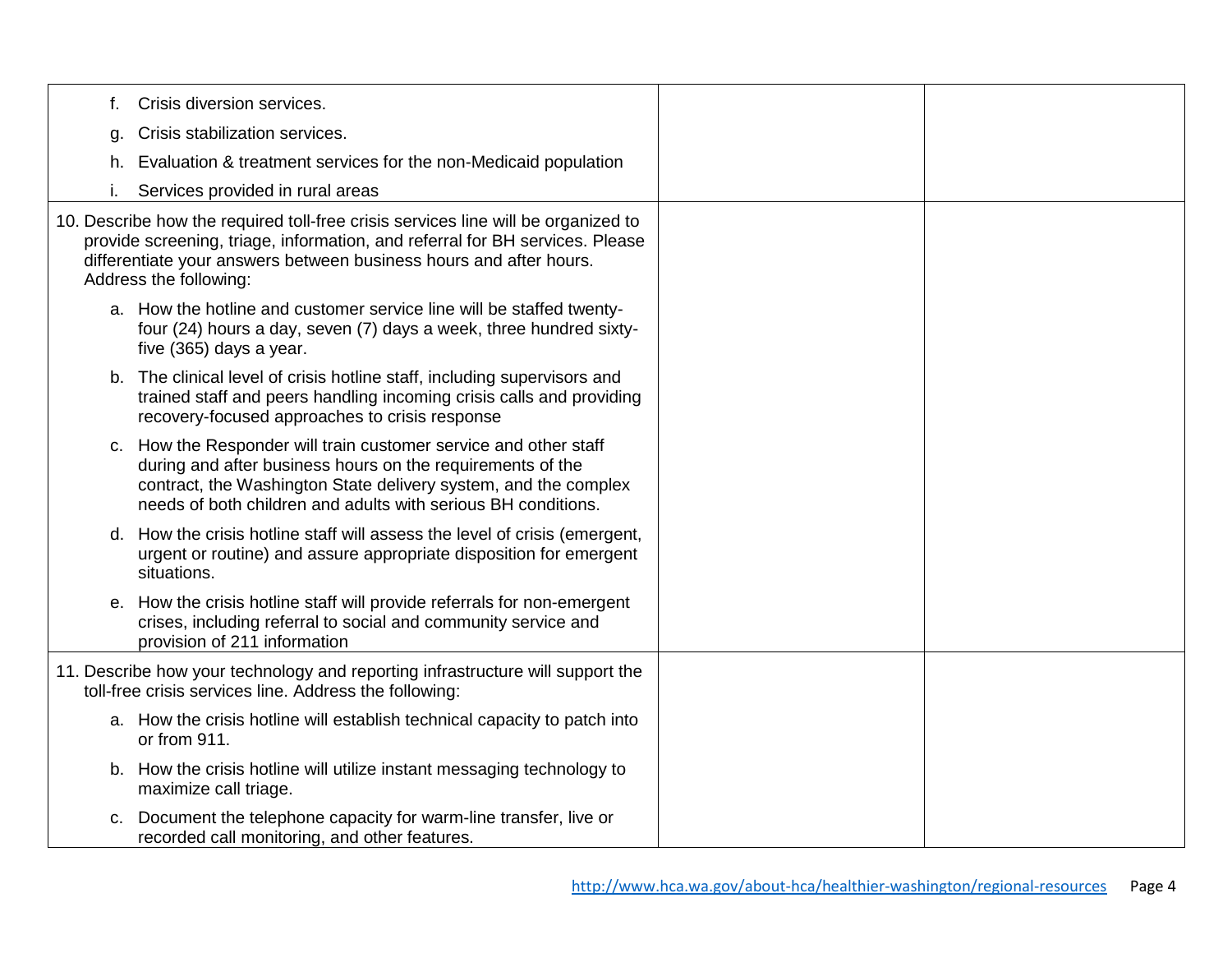| | | |
|---|---|---|
| f. Crisis diversion services.<br>g. Crisis stabilization services.<br>h. Evaluation & treatment services for the non-Medicaid population<br>i. Services provided in rural areas | | |
| 10. Describe how the required toll-free crisis services line will be organized to provide screening, triage, information, and referral for BH services. Please differentiate your answers between business hours and after hours. Address the following:<br>a. How the hotline and customer service line will be staffed twenty-four (24) hours a day, seven (7) days a week, three hundred sixty-five (365) days a year.<br>b. The clinical level of crisis hotline staff, including supervisors and trained staff and peers handling incoming crisis calls and providing recovery-focused approaches to crisis response<br>c. How the Responder will train customer service and other staff during and after business hours on the requirements of the contract, the Washington State delivery system, and the complex needs of both children and adults with serious BH conditions.<br>d. How the crisis hotline staff will assess the level of crisis (emergent, urgent or routine) and assure appropriate disposition for emergent situations.<br>e. How the crisis hotline staff will provide referrals for non-emergent crises, including referral to social and community service and provision of 211 information | | |
| 11. Describe how your technology and reporting infrastructure will support the toll-free crisis services line. Address the following:<br>a. How the crisis hotline will establish technical capacity to patch into or from 911.<br>b. How the crisis hotline will utilize instant messaging technology to maximize call triage.<br>c. Document the telephone capacity for warm-line transfer, live or recorded call monitoring, and other features. | | |

http://www.hca.wa.gov/about-hca/healthier-washington/regional-resources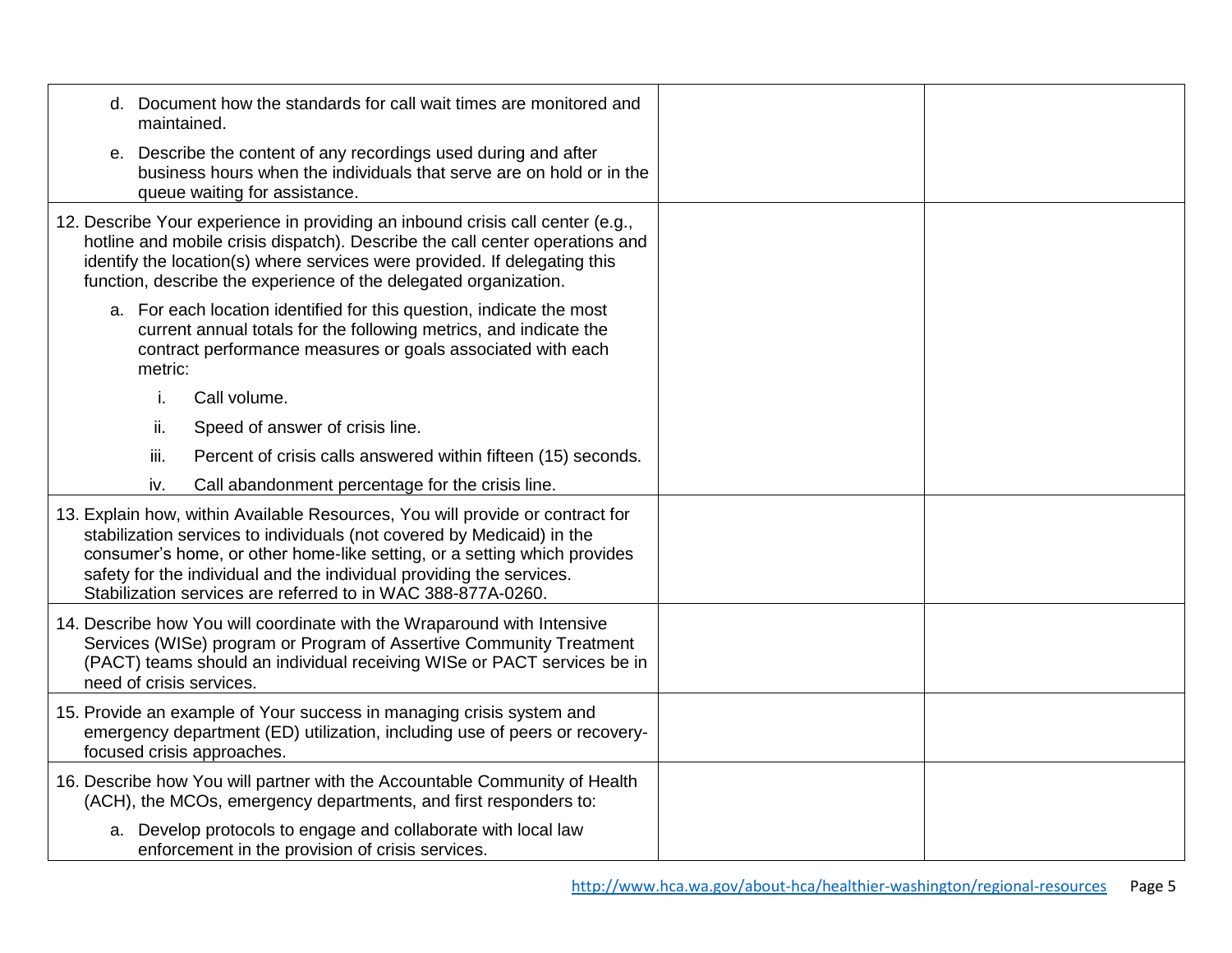| | | |
|---|---|---|
| d. Document how the standards for call wait times are monitored and maintained.<br>e. Describe the content of any recordings used during and after business hours when the individuals that serve are on hold or in the queue waiting for assistance. | | |
| 12. Describe Your experience in providing an inbound crisis call center (e.g., hotline and mobile crisis dispatch). Describe the call center operations and identify the location(s) where services were provided. If delegating this function, describe the experience of the delegated organization.<br>a. For each location identified for this question, indicate the most current annual totals for the following metrics, and indicate the contract performance measures or goals associated with each metric:<br>i. Call volume.<br>ii. Speed of answer of crisis line.<br>iii. Percent of crisis calls answered within fifteen (15) seconds.<br>iv. Call abandonment percentage for the crisis line. | | |
| 13. Explain how, within Available Resources, You will provide or contract for stabilization services to individuals (not covered by Medicaid) in the consumer's home, or other home-like setting, or a setting which provides safety for the individual and the individual providing the services. Stabilization services are referred to in WAC 388-877A-0260. | | |
| 14. Describe how You will coordinate with the Wraparound with Intensive Services (WISe) program or Program of Assertive Community Treatment (PACT) teams should an individual receiving WISe or PACT services be in need of crisis services. | | |
| 15. Provide an example of Your success in managing crisis system and emergency department (ED) utilization, including use of peers or recovery-focused crisis approaches. | | |
| 16. Describe how You will partner with the Accountable Community of Health (ACH), the MCOs, emergency departments, and first responders to:<br>a. Develop protocols to engage and collaborate with local law enforcement in the provision of crisis services. | | |

http://www.hca.wa.gov/about-hca/healthier-washington/regional-resources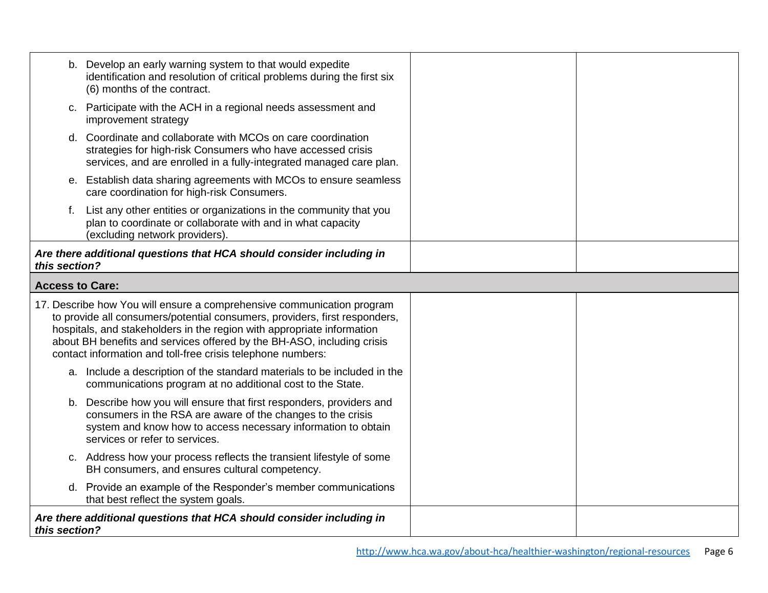| | | |
|---|---|---|
| b. Develop an early warning system to that would expedite identification and resolution of critical problems during the first six (6) months of the contract.<br><br>c. Participate with the ACH in a regional needs assessment and improvement strategy<br><br>d. Coordinate and collaborate with MCOs on care coordination strategies for high-risk Consumers who have accessed crisis services, and are enrolled in a fully-integrated managed care plan.<br><br>e. Establish data sharing agreements with MCOs to ensure seamless care coordination for high-risk Consumers.<br><br>f. List any other entities or organizations in the community that you plan to coordinate or collaborate with and in what capacity (excluding network providers). | | |
| ***Are there additional questions that HCA should consider including in this section?*** | | |
| **Access to Care:** | | |
| 17. Describe how You will ensure a comprehensive communication program to provide all consumers/potential consumers, providers, first responders, hospitals, and stakeholders in the region with appropriate information about BH benefits and services offered by the BH-ASO, including crisis contact information and toll-free crisis telephone numbers:<br><br>a. Include a description of the standard materials to be included in the communications program at no additional cost to the State.<br><br>b. Describe how you will ensure that first responders, providers and consumers in the RSA are aware of the changes to the crisis system and know how to access necessary information to obtain services or refer to services.<br><br>c. Address how your process reflects the transient lifestyle of some BH consumers, and ensures cultural competency.<br><br>d. Provide an example of the Responder's member communications that best reflect the system goals. | | |
| ***Are there additional questions that HCA should consider including in this section?*** | | |

http://www.hca.wa.gov/about-hca/healthier-washington/regional-resources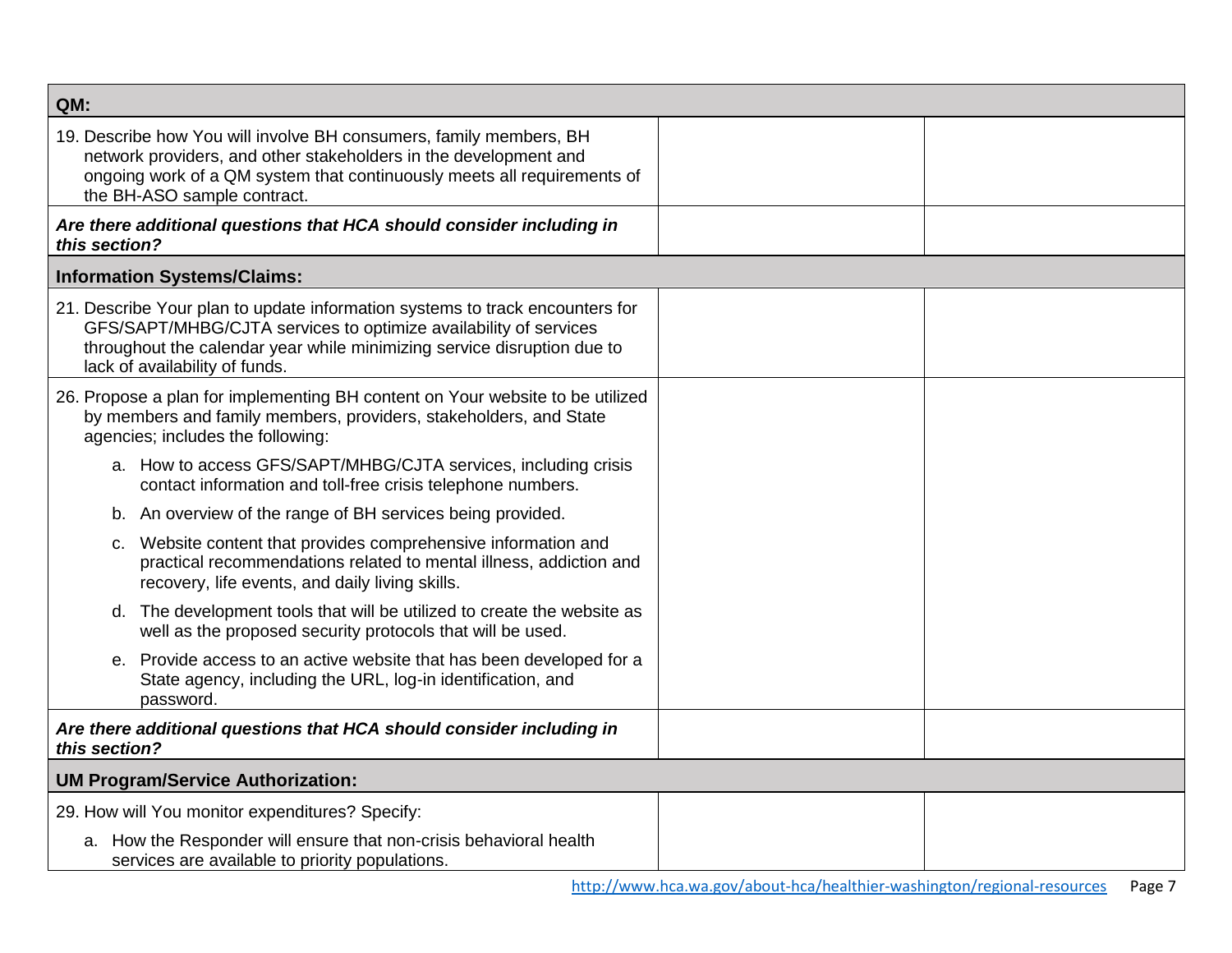| QM: | | |
|---|---|---|
| 19. Describe how You will involve BH consumers, family members, BH network providers, and other stakeholders in the development and ongoing work of a QM system that continuously meets all requirements of the BH-ASO sample contract. | | |
| ***Are there additional questions that HCA should consider including in this section?*** | | |
| **Information Systems/Claims:** | | |
| 21. Describe Your plan to update information systems to track encounters for GFS/SAPT/MHBG/CJTA services to optimize availability of services throughout the calendar year while minimizing service disruption due to lack of availability of funds. | | |
| 26. Propose a plan for implementing BH content on Your website to be utilized by members and family members, providers, stakeholders, and State agencies; includes the following:<br>a. How to access GFS/SAPT/MHBG/CJTA services, including crisis contact information and toll-free crisis telephone numbers.<br>b. An overview of the range of BH services being provided.<br>c. Website content that provides comprehensive information and practical recommendations related to mental illness, addiction and recovery, life events, and daily living skills.<br>d. The development tools that will be utilized to create the website as well as the proposed security protocols that will be used.<br>e. Provide access to an active website that has been developed for a State agency, including the URL, log-in identification, and password. | | |
| ***Are there additional questions that HCA should consider including in this section?*** | | |
| **UM Program/Service Authorization:** | | |
| 29. How will You monitor expenditures? Specify:<br>a. How the Responder will ensure that non-crisis behavioral health services are available to priority populations. | | |

http://www.hca.wa.gov/about-hca/healthier-washington/regional-resources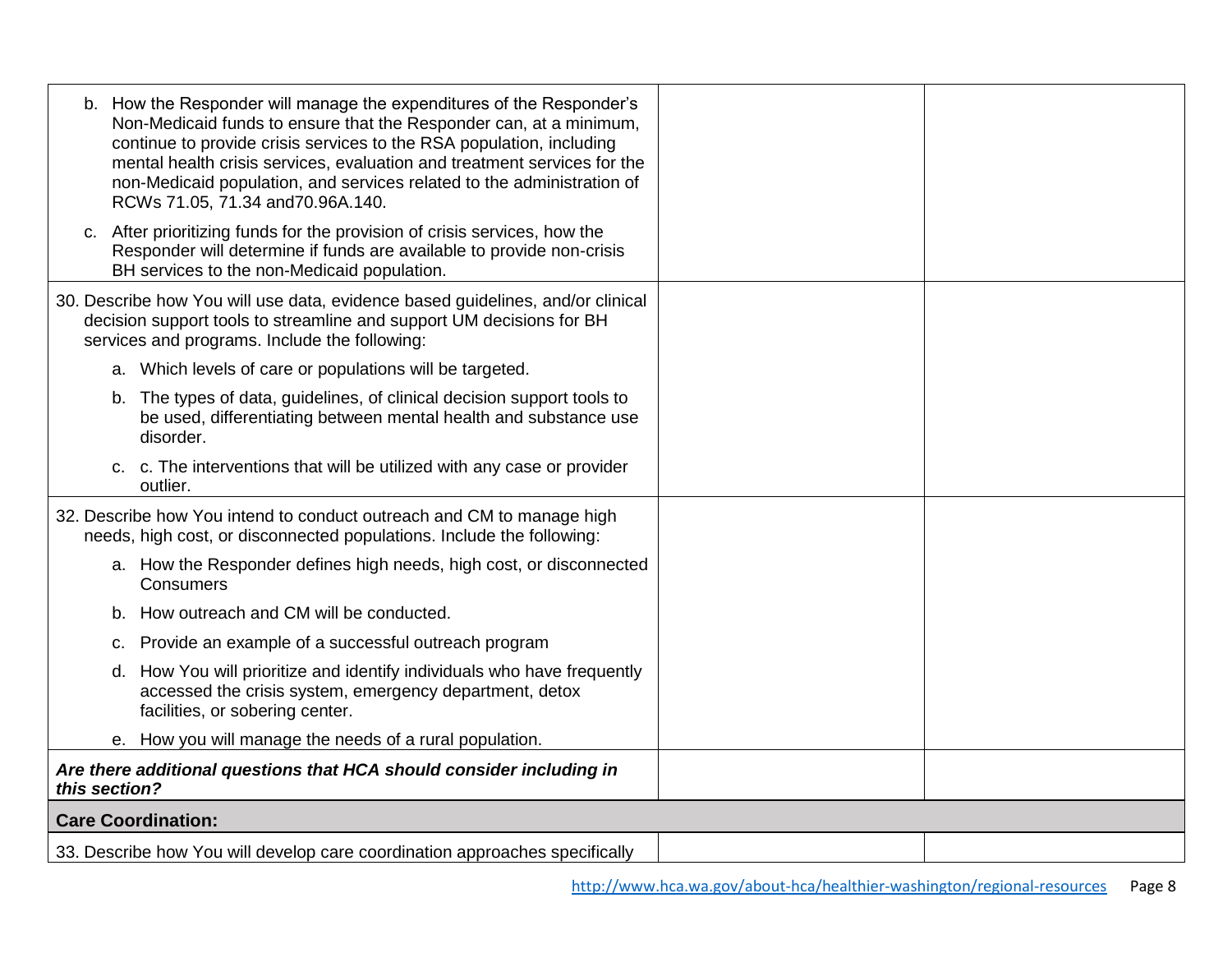| | | |
|---|---|---|
| b. How the Responder will manage the expenditures of the Responder's Non-Medicaid funds to ensure that the Responder can, at a minimum, continue to provide crisis services to the RSA population, including mental health crisis services, evaluation and treatment services for the non-Medicaid population, and services related to the administration of RCWs 71.05, 71.34 and70.96A.140.<br><br>c. After prioritizing funds for the provision of crisis services, how the Responder will determine if funds are available to provide non-crisis BH services to the non-Medicaid population. | | |
| 30. Describe how You will use data, evidence based guidelines, and/or clinical decision support tools to streamline and support UM decisions for BH services and programs. Include the following:<br><br>a. Which levels of care or populations will be targeted.<br><br>b. The types of data, guidelines, of clinical decision support tools to be used, differentiating between mental health and substance use disorder.<br><br>c. c. The interventions that will be utilized with any case or provider outlier. | | |
| 32. Describe how You intend to conduct outreach and CM to manage high needs, high cost, or disconnected populations. Include the following:<br><br>a. How the Responder defines high needs, high cost, or disconnected Consumers<br><br>b. How outreach and CM will be conducted.<br><br>c. Provide an example of a successful outreach program<br><br>d. How You will prioritize and identify individuals who have frequently accessed the crisis system, emergency department, detox facilities, or sobering center.<br><br>e. How you will manage the needs of a rural population. | | |
| ***Are there additional questions that HCA should consider including in this section?*** | | |
| **Care Coordination:** | | |
| 33. Describe how You will develop care coordination approaches specifically | | |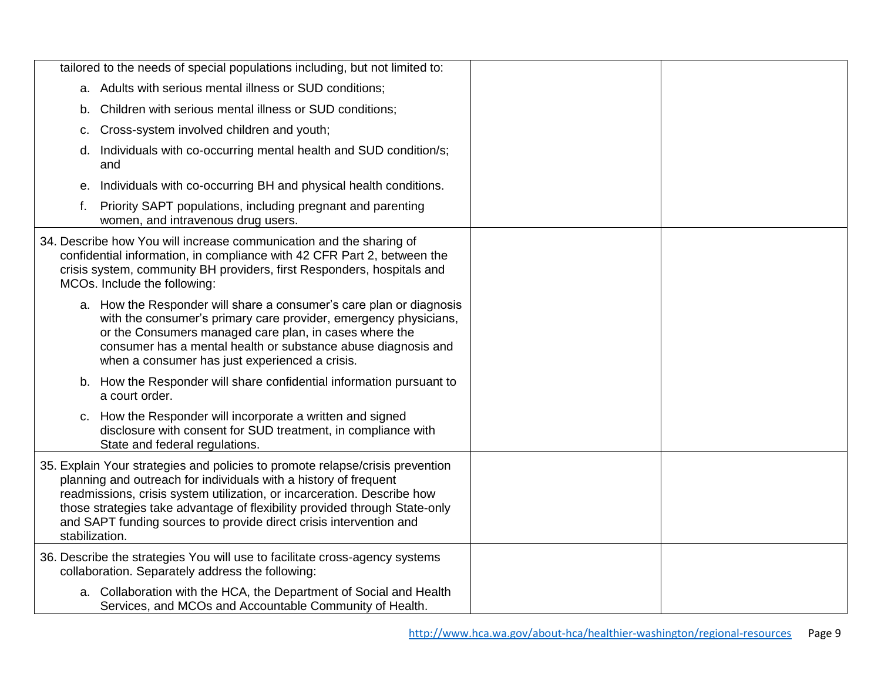| | | |
|---|---|---|
| tailored to the needs of special populations including, but not limited to:<br>a. Adults with serious mental illness or SUD conditions;<br>b. Children with serious mental illness or SUD conditions;<br>c. Cross-system involved children and youth;<br>d. Individuals with co-occurring mental health and SUD condition/s; and<br>e. Individuals with co-occurring BH and physical health conditions.<br>f. Priority SAPT populations, including pregnant and parenting women, and intravenous drug users. | | |
| 34. Describe how You will increase communication and the sharing of confidential information, in compliance with 42 CFR Part 2, between the crisis system, community BH providers, first Responders, hospitals and MCOs. Include the following:<br>a. How the Responder will share a consumer's care plan or diagnosis with the consumer's primary care provider, emergency physicians, or the Consumers managed care plan, in cases where the consumer has a mental health or substance abuse diagnosis and when a consumer has just experienced a crisis.<br>b. How the Responder will share confidential information pursuant to a court order.<br>c. How the Responder will incorporate a written and signed disclosure with consent for SUD treatment, in compliance with State and federal regulations. | | |
| 35. Explain Your strategies and policies to promote relapse/crisis prevention planning and outreach for individuals with a history of frequent readmissions, crisis system utilization, or incarceration. Describe how those strategies take advantage of flexibility provided through State-only and SAPT funding sources to provide direct crisis intervention and stabilization. | | |
| 36. Describe the strategies You will use to facilitate cross-agency systems collaboration. Separately address the following:<br>a. Collaboration with the HCA, the Department of Social and Health Services, and MCOs and Accountable Community of Health. | | |

http://www.hca.wa.gov/about-hca/healthier-washington/regional-resources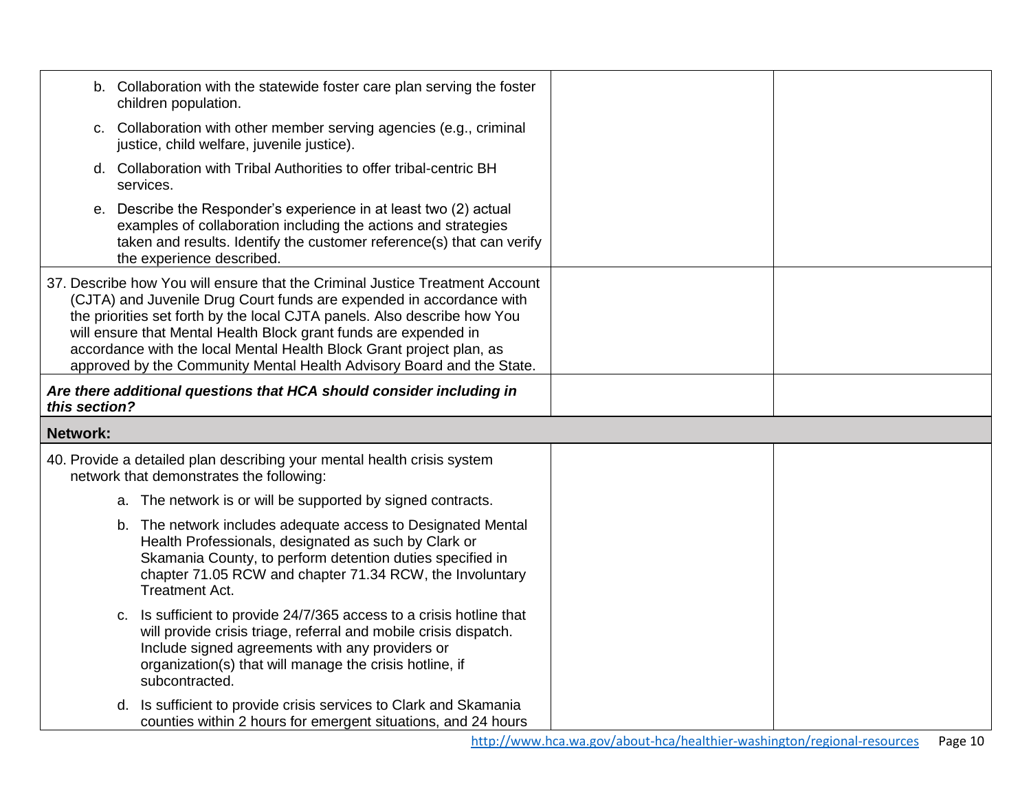| | | |
|---|---|---|
| b. Collaboration with the statewide foster care plan serving the foster children population. | | |
| c. Collaboration with other member serving agencies (e.g., criminal justice, child welfare, juvenile justice). | | |
| d. Collaboration with Tribal Authorities to offer tribal-centric BH services. | | |
| e. Describe the Responder's experience in at least two (2) actual examples of collaboration including the actions and strategies taken and results. Identify the customer reference(s) that can verify the experience described. | | |
| 37. Describe how You will ensure that the Criminal Justice Treatment Account (CJTA) and Juvenile Drug Court funds are expended in accordance with the priorities set forth by the local CJTA panels. Also describe how You will ensure that Mental Health Block grant funds are expended in accordance with the local Mental Health Block Grant project plan, as approved by the Community Mental Health Advisory Board and the State. | | |
| ***Are there additional questions that HCA should consider including in this section?*** | | |
| **Network:** | | |
| 40. Provide a detailed plan describing your mental health crisis system network that demonstrates the following: | | |
| a. The network is or will be supported by signed contracts. | | |
| b. The network includes adequate access to Designated Mental Health Professionals, designated as such by Clark or Skamania County, to perform detention duties specified in chapter 71.05 RCW and chapter 71.34 RCW, the Involuntary Treatment Act. | | |
| c. Is sufficient to provide 24/7/365 access to a crisis hotline that will provide crisis triage, referral and mobile crisis dispatch. Include signed agreements with any providers or organization(s) that will manage the crisis hotline, if subcontracted. | | |
| d. Is sufficient to provide crisis services to Clark and Skamania counties within 2 hours for emergent situations, and 24 hours | | |

http://www.hca.wa.gov/about-hca/healthier-washington/regional-resources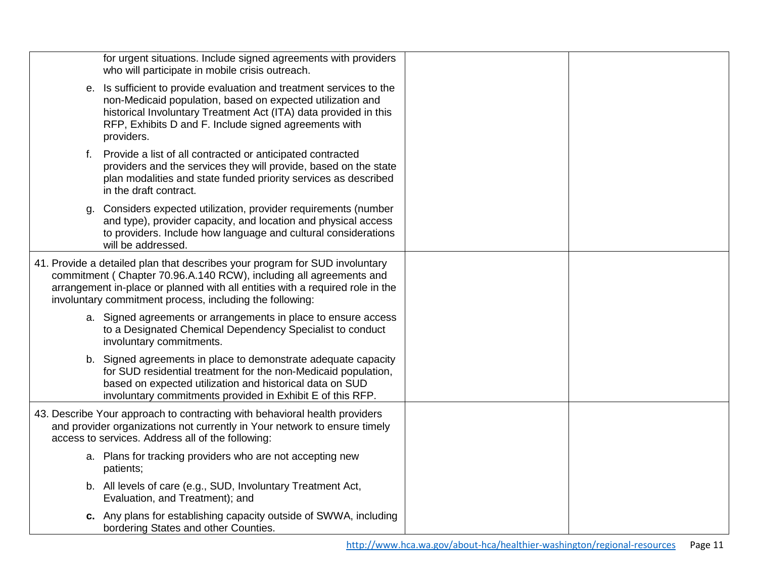| | | |
|---|---|---|
| for urgent situations. Include signed agreements with providers who will participate in mobile crisis outreach. | | |
| e. Is sufficient to provide evaluation and treatment services to the non-Medicaid population, based on expected utilization and historical Involuntary Treatment Act (ITA) data provided in this RFP, Exhibits D and F. Include signed agreements with providers. | | |
| f. Provide a list of all contracted or anticipated contracted providers and the services they will provide, based on the state plan modalities and state funded priority services as described in the draft contract. | | |
| g. Considers expected utilization, provider requirements (number and type), provider capacity, and location and physical access to providers. Include how language and cultural considerations will be addressed. | | |
| 41. Provide a detailed plan that describes your program for SUD involuntary commitment ( Chapter 70.96.A.140 RCW), including all agreements and arrangement in-place or planned with all entities with a required role in the involuntary commitment process, including the following:<br>a. Signed agreements or arrangements in place to ensure access to a Designated Chemical Dependency Specialist to conduct involuntary commitments.<br>b. Signed agreements in place to demonstrate adequate capacity for SUD residential treatment for the non-Medicaid population, based on expected utilization and historical data on SUD involuntary commitments provided in Exhibit E of this RFP. | | |
| 43. Describe Your approach to contracting with behavioral health providers and provider organizations not currently in Your network to ensure timely access to services. Address all of the following:<br>a. Plans for tracking providers who are not accepting new patients;<br>b. All levels of care (e.g., SUD, Involuntary Treatment Act, Evaluation, and Treatment); and<br>**c.** Any plans for establishing capacity outside of SWWA, including bordering States and other Counties. | | |

http://www.hca.wa.gov/about-hca/healthier-washington/regional-resources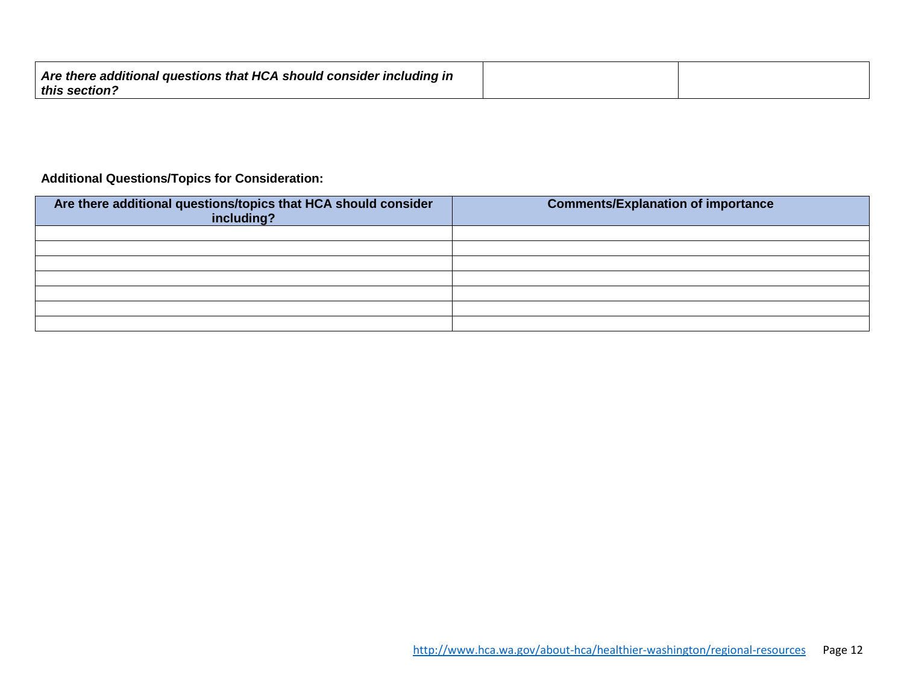| | | |
|---|---|---|
| ***Are there additional questions that HCA should consider including in this section?*** | | |

**Additional Questions/Topics for Consideration:**

| Are there additional questions/topics that HCA should consider including? | Comments/Explanation of importance |
|---|---|
| | |
| | |
| | |
| | |
| | |
| | |
| | |

http://www.hca.wa.gov/about-hca/healthier-washington/regional-resources